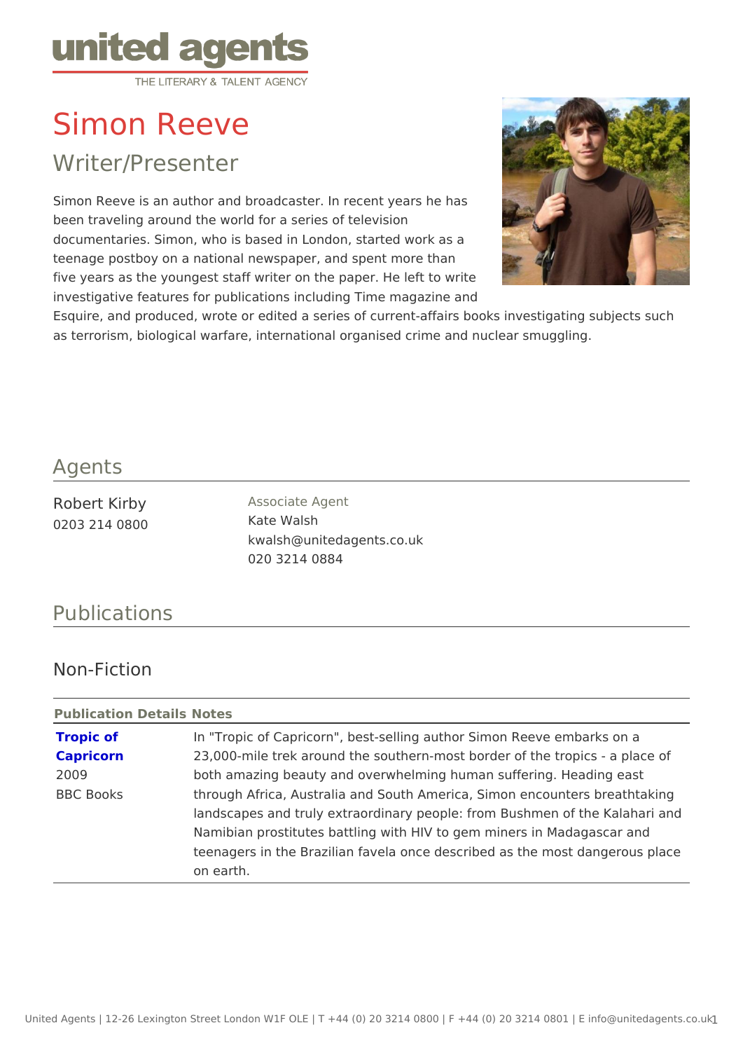united agents
THE LITERARY & TALENT AGENCY

# Simon Reeve

## Writer/Presenter

Simon Reeve is an author and broadcaster. In recent years he has been traveling around the world for a series of television documentaries. Simon, who is based in London, started work as a teenage postboy on a national newspaper, and spent more than five years as the youngest staff writer on the paper. He left to write investigative features for publications including Time magazine and Esquire, and produced, wrote or edited a series of current-affairs books investigating subjects such as terrorism, biological warfare, international organised crime and nuclear smuggling.

## Agents

Robert Kirby
0203 214 0800

Associate Agent
Kate Walsh
kwalsh@unitedagents.co.uk
020 3214 0884

## Publications

### Non-Fiction

| Publication Details | Notes |
| --- | --- |
| **Tropic of Capricorn** 2009 BBC Books | In "Tropic of Capricorn", best-selling author Simon Reeve embarks on a 23,000-mile trek around the southern-most border of the tropics - a place of both amazing beauty and overwhelming human suffering. Heading east through Africa, Australia and South America, Simon encounters breathtaking landscapes and truly extraordinary people: from Bushmen of the Kalahari and Namibian prostitutes battling with HIV to gem miners in Madagascar and teenagers in the Brazilian favela once described as the most dangerous place on earth. |

United Agents | 12-26 Lexington Street London W1F OLE | T +44 (0) 20 3214 0800 | F +44 (0) 20 3214 0801 | E info@unitedagents.co.uk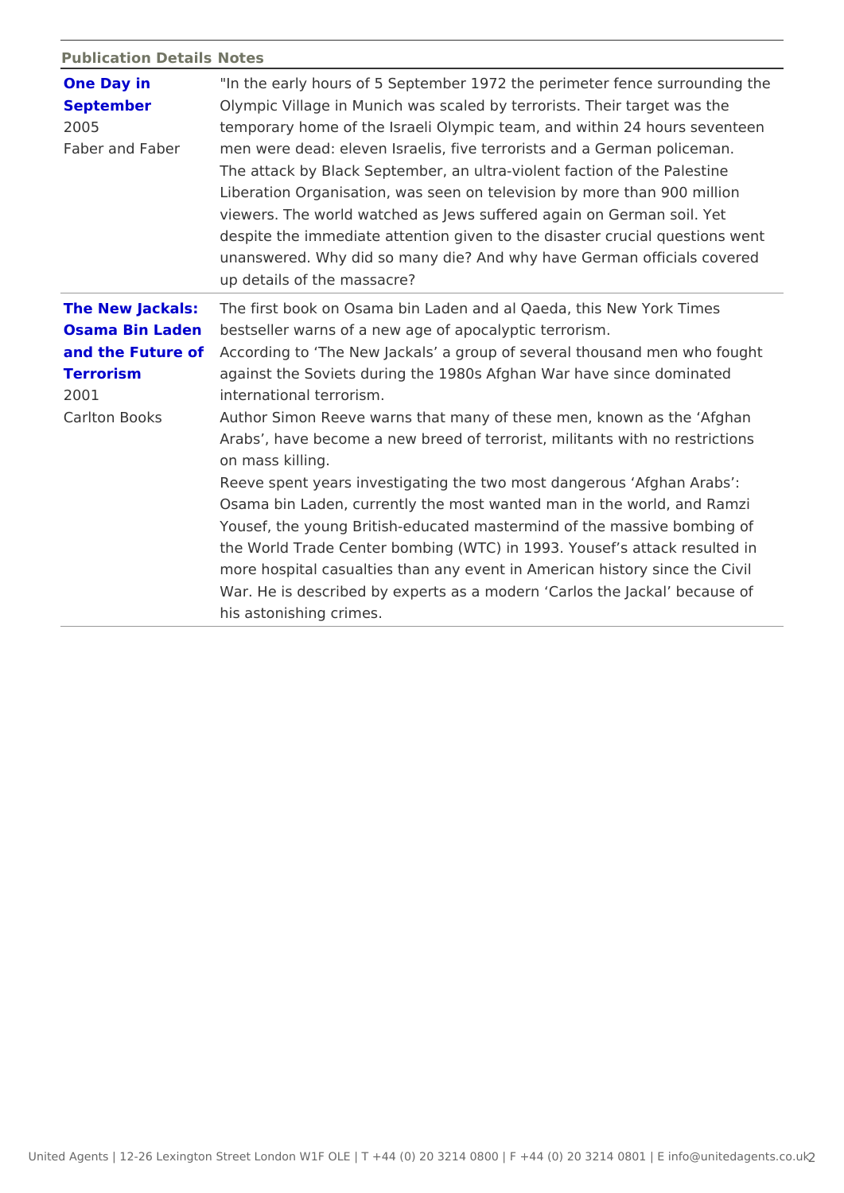| Publication Details | Notes |
|---|---|
| **One Day in September**<br>2005<br>Faber and Faber | "In the early hours of 5 September 1972 the perimeter fence surrounding the Olympic Village in Munich was scaled by terrorists. Their target was the temporary home of the Israeli Olympic team, and within 24 hours seventeen men were dead: eleven Israelis, five terrorists and a German policeman. The attack by Black September, an ultra-violent faction of the Palestine Liberation Organisation, was seen on television by more than 900 million viewers. The world watched as Jews suffered again on German soil. Yet despite the immediate attention given to the disaster crucial questions went unanswered. Why did so many die? And why have German officials covered up details of the massacre? |
| **The New Jackals: Osama Bin Laden and the Future of Terrorism**<br>2001<br>Carlton Books | The first book on Osama bin Laden and al Qaeda, this New York Times bestseller warns of a new age of apocalyptic terrorism.<br>According to 'The New Jackals' a group of several thousand men who fought against the Soviets during the 1980s Afghan War have since dominated international terrorism.<br>Author Simon Reeve warns that many of these men, known as the 'Afghan Arabs', have become a new breed of terrorist, militants with no restrictions on mass killing.<br>Reeve spent years investigating the two most dangerous 'Afghan Arabs': Osama bin Laden, currently the most wanted man in the world, and Ramzi Yousef, the young British-educated mastermind of the massive bombing of the World Trade Center bombing (WTC) in 1993. Yousef's attack resulted in more hospital casualties than any event in American history since the Civil War. He is described by experts as a modern 'Carlos the Jackal' because of his astonishing crimes. |